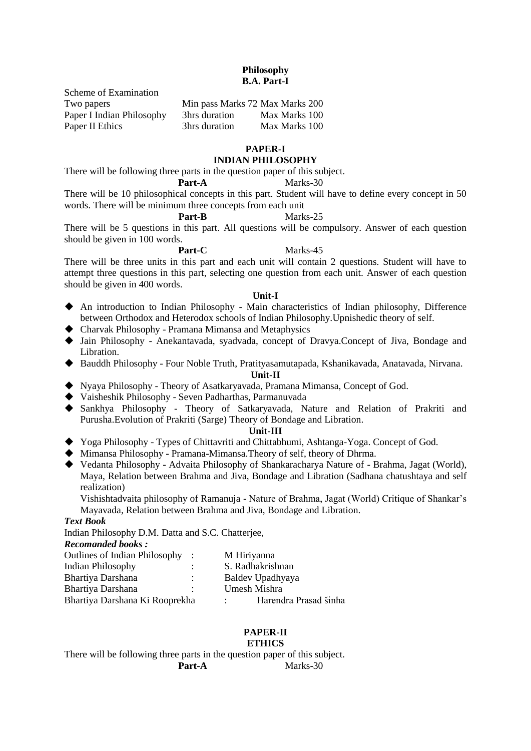# Philosophy
## B.A. Part-I

| | | |
|---|---|---|
| Scheme of Examination | | |
| Two papers | Min pass Marks 72 | Max Marks 200 |
| Paper I Indian Philosophy | 3hrs duration | Max Marks 100 |
| Paper II Ethics | 3hrs duration | Max Marks 100 |

## PAPER-I
## INDIAN PHILOSOPHY

There will be following three parts in the question paper of this subject.

**Part-A** Marks-30

There will be 10 philosophical concepts in this part. Student will have to define every concept in 50 words. There will be minimum three concepts from each unit

**Part-B** Marks-25

There will be 5 questions in this part. All questions will be compulsory. Answer of each question should be given in 100 words.

**Part-C** Marks-45

There will be three units in this part and each unit will contain 2 questions. Student will have to attempt three questions in this part, selecting one question from each unit. Answer of each question should be given in 400 words.

**Unit-I**

- An introduction to Indian Philosophy - Main characteristics of Indian philosophy, Difference between Orthodox and Heterodox schools of Indian Philosophy.Upnishedic theory of self.
- Charvak Philosophy - Pramana Mimansa and Metaphysics
- Jain Philosophy - Anekantavada, syadvada, concept of Dravya.Concept of Jiva, Bondage and Libration.
- Bauddh Philosophy - Four Noble Truth, Pratityasamutapada, Kshanikavada, Anatavada, Nirvana.

**Unit-II**

- Nyaya Philosophy - Theory of Asatkaryavada, Pramana Mimansa, Concept of God.
- Vaisheshik Philosophy - Seven Padharthas, Parmanuvada
- Sankhya Philosophy - Theory of Satkaryavada, Nature and Relation of Prakriti and Purusha.Evolution of Prakriti (Sarge) Theory of Bondage and Libration.

**Unit-III**

- Yoga Philosophy - Types of Chittavriti and Chittabhumi, Ashtanga-Yoga. Concept of God.
- Mimansa Philosophy - Pramana-Mimansa.Theory of self, theory of Dhrma.
- Vedanta Philosophy - Advaita Philosophy of Shankaracharya Nature of - Brahma, Jagat (World), Maya, Relation between Brahma and Jiva, Bondage and Libration (Sadhana chatushtaya and self realization)

  Vishishtadvaita philosophy of Ramanuja - Nature of Brahma, Jagat (World) Critique of Shankar's Mayavada, Relation between Brahma and Jiva, Bondage and Libration.

***Text Book***

Indian Philosophy D.M. Datta and S.C. Chatterjee,

***Recomanded books :***

| | | |
|---|---|---|
| Outlines of Indian Philosophy | : | M Hiriyanna |
| Indian Philosophy | : | S. Radhakrishnan |
| Bhartiya Darshana | : | Baldev Upadhyaya |
| Bhartiya Darshana | : | Umesh Mishra |
| Bhartiya Darshana Ki Rooprekha | : | Harendra Prasad šinha |

## PAPER-II
## ETHICS

There will be following three parts in the question paper of this subject.

**Part-A** Marks-30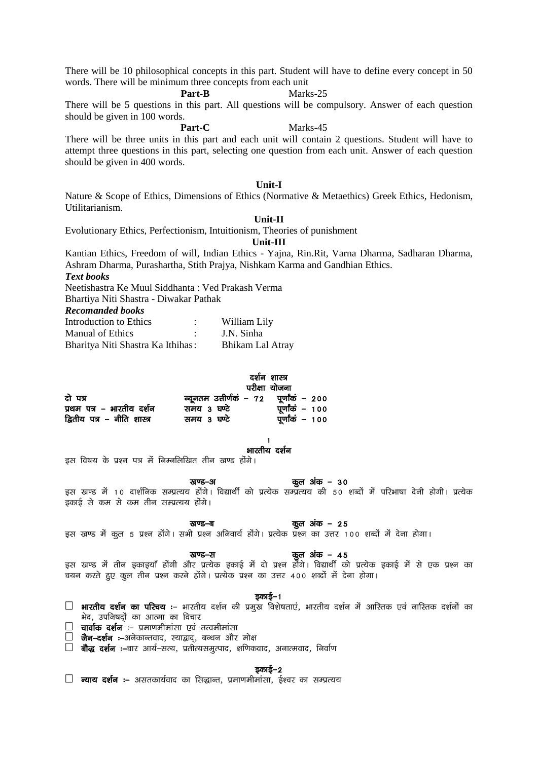There will be 10 philosophical concepts in this part. Student will have to define every concept in 50 words. There will be minimum three concepts from each unit

**Part-B** Marks-25

There will be 5 questions in this part. All questions will be compulsory. Answer of each question should be given in 100 words.

**Part-C** Marks-45

There will be three units in this part and each unit will contain 2 questions. Student will have to attempt three questions in this part, selecting one question from each unit. Answer of each question should be given in 400 words.

**Unit-I**

Nature & Scope of Ethics, Dimensions of Ethics (Normative & Metaethics) Greek Ethics, Hedonism, Utilitarianism.

**Unit-II**

Evolutionary Ethics, Perfectionism, Intuitionism, Theories of punishment

**Unit-III**

Kantian Ethics, Freedom of will, Indian Ethics - Yajna, Rin.Rit, Varna Dharma, Sadharan Dharma, Ashram Dharma, Purashartha, Stith Prajya, Nishkam Karma and Gandhian Ethics.

***Text books***

Neetishastra Ke Muul Siddhanta : Ved Prakash Verma

Bhartiya Niti Shastra - Diwakar Pathak

***Recomanded books***

| | | |
|---|---|---|
| Introduction to Ethics | : | William Lily |
| Manual of Ethics | : | J.N. Sinha |
| Bharitya Niti Shastra Ka Ithihas | : | Bhikam Lal Atray |

**दर्शन शास्त्र**

**परीक्षा योजना**

| | | |
|---|---|---|
| **दो पत्र** | **न्यूनतम उत्तीर्णकं – 72** | **पूर्णांकं – 200** |
| **प्रथम पत्र – भारतीय दर्शन** | **समय 3 घण्टे** | **पूर्णांकं – 100** |
| **द्वितीय पत्र – नीति शास्त्र** | **समय 3 घण्टे** | **पूर्णांकं – 100** |

**1**

**भारतीय दर्शन**

इस विषय के प्रश्न पत्र में निम्नलिखित तीन खण्ड होंगे।

**खण्ड–अ** **कुल अंक – 30**

इस खण्ड में 10 दार्शनिक सम्प्रत्यय होंगे। विद्यार्थी को प्रत्येक सम्प्रत्यय की 50 शब्दों में परिभाषा देनी होगी। प्रत्येक इकाई से कम से कम तीन सम्प्रत्यय होंगे।

**खण्ड–ब** **कुल अंक – 25**

इस खण्ड में कुल 5 प्रश्न होंगे। सभी प्रश्न अनिवार्य होंगे। प्रत्येक प्रश्न का उत्तर 100 शब्दों में देना होगा।

**खण्ड–स** **कुल अंक – 45**

इस खण्ड में तीन इकाइयाँ होंगी और प्रत्येक इकाई में दो प्रश्न होंगे। विद्यार्थी को प्रत्येक इकाई में से एक प्रश्न का चयन करते हुए कुल तीन प्रश्न करने होंगे। प्रत्येक प्रश्न का उत्तर 400 शब्दों में देना होगा।

**इकाई–1**

- **भारतीय दर्शन का परिचय :–** भारतीय दर्शन की प्रमुख विशेषताएं, भारतीय दर्शन में आस्तिक एवं नास्तिक दर्शनों का भेद, उपनिषदों का आत्मा का विचार
- **चार्वाक दर्शन :–** प्रमाणमीमांसा एवं तत्वमीमांसा
- **जैन–दर्शन :–**अनेकान्तवाद, स्याद्वाद, बन्धन और मोक्ष
- **बौद्ध दर्शन :–**चार आर्य–सत्य, प्रतीत्यसमुत्पाद, क्षणिकवाद, अनात्मवाद, निर्वाण

**इकाई–2**

- **न्याय दर्शन :–** असतकार्यवाद का सिद्धान्त, प्रमाणमीमांसा, ईश्वर का सम्प्रत्यय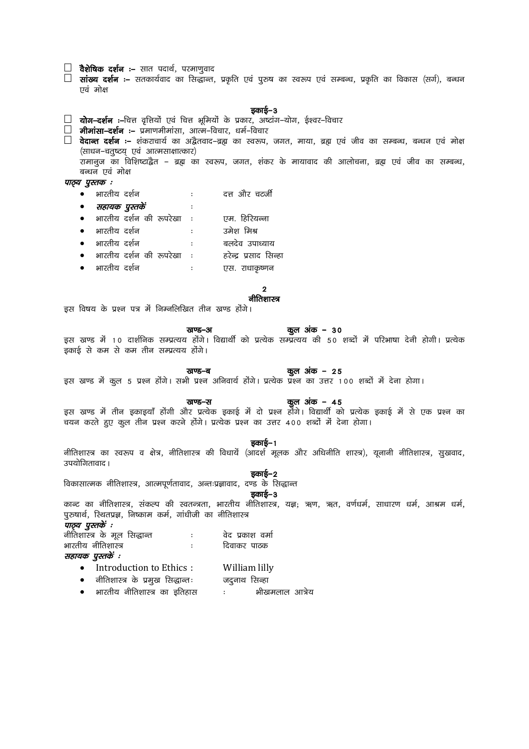- **वैशेषिक दर्शन :–** सात पदार्थ, परमाणुवाद
- **सांख्य दर्शन :–** सतकार्यवाद का सिद्धान्त, प्रकृति एवं पुरुष का स्वरूप एवं सम्बन्ध, प्रकृति का विकास (सर्ग), बन्धन एवं मोक्ष

### इकाई–3

- **योग–दर्शन :–**चित्त वृत्तियों एवं चित्त भूमियों के प्रकार, अष्टांग–योग, ईश्वर–विचार
- **मीमांसा–दर्शन :–** प्रमाणमीमांसा, आत्म–विचार, धर्म–विचार
- **वेदान्त दर्शन :–** शंकराचार्य का अद्वैतवाद–ब्रह्म का स्वरूप, जगत, माया, ब्रह्म एवं जीव का सम्बन्ध, बन्धन एवं मोक्ष (साधन–चतुष्टय् एवं आत्मसाक्षात्कार)
  रामानुज का विशिष्टाद्वैत – ब्रह्म का स्वरूप, जगत, शंकर के मायावाद की आलोचना, ब्रह्म एवं जीव का सम्बन्ध, बन्धन एवं मोक्ष

***पाठ्य पुस्तक :***

- भारतीय दर्शन : दत्त और चटर्जी
- ***सहायक पुस्तकें*** :
- भारतीय दर्शन की रूपरेखा : एम. हिरियन्ना
- भारतीय दर्शन : उमेश मिश्र
- भारतीय दर्शन : बलदेव उपाध्याय
- भारतीय दर्शन की रूपरेखा : हरेन्द्र प्रसाद सिन्हा
- भारतीय दर्शन : एस. राधाकृष्णन

## 2
## नीतिशास्त्र

इस विषय के प्रश्न पत्र में निम्नलिखित तीन खण्ड होंगे।

**खण्ड–अ कुल अंक – 30**

इस खण्ड में 10 दार्शनिक सम्प्रत्यय होंगे। विद्यार्थी को प्रत्येक सम्प्रत्यय की 50 शब्दों में परिभाषा देनी होगी। प्रत्येक इकाई से कम से कम तीन सम्प्रत्यय होंगे।

**खण्ड–ब कुल अंक – 25**

इस खण्ड में कुल 5 प्रश्न होंगे। सभी प्रश्न अनिवार्य होंगे। प्रत्येक प्रश्न का उत्तर 100 शब्दों में देना होगा।

**खण्ड–स कुल अंक – 45**

इस खण्ड में तीन इकाइयाँ होंगी और प्रत्येक इकाई में दो प्रश्न होंगे। विद्यार्थी को प्रत्येक इकाई में से एक प्रश्न का चयन करते हुए कुल तीन प्रश्न करने होंगे। प्रत्येक प्रश्न का उत्तर 400 शब्दों में देना होगा।

### इकाई–1

नीतिशास्त्र का स्वरूप व क्षेत्र, नीतिशास्त्र की विधायें (आदर्श मूलक और अधिनीति शास्त्र), यूनानी नीतिशास्त्र, सुखवाद, उपयोगितावाद।

### इकाई–2

विकासात्मक नीतिशास्त्र, आत्मपूर्णतावाद, अन्तःप्रज्ञावाद, दण्ड के सिद्धान्त

### इकाई–3

कान्ट का नीतिशास्त्र, संकल्प की स्वतन्त्रता, भारतीय नीतिशास्त्र, यज्ञ; ऋण, ऋत, वर्णधर्म, साधारण धर्म, आश्रम धर्म, पुरुषार्थ, स्थितप्रज्ञ, निष्काम कर्म, गांधीजी का नीतिशास्त्र

***पाठ्य पुस्तकें :***

नीतिशास्त्र के मूल सिद्धान्त : वेद प्रकाश वर्मा
भारतीय नीतिशास्त्र : दिवाकर पाठक

***सहायक पुस्तकें :***

- Introduction to Ethics : William lilly
- नीतिशास्त्र के प्रमुख सिद्धान्तः जदुनाथ सिन्हा
- भारतीय नीतिशास्त्र का इतिहास : भीखमलाल आत्रेय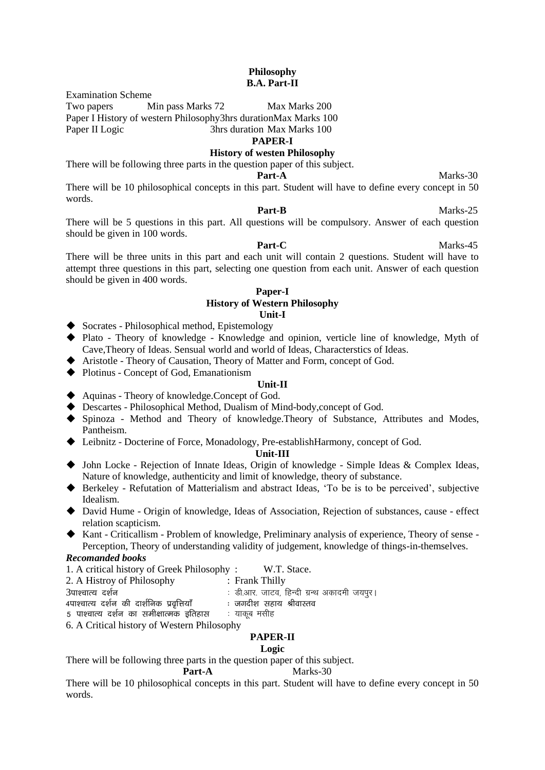**Philosophy**
**B.A. Part-II**

Examination Scheme

Two papers  Min pass Marks 72  Max Marks 200

Paper I History of western Philosophy3hrs durationMax Marks 100

Paper II Logic  3hrs duration Max Marks 100

**PAPER-I**

**History of westen Philosophy**

There will be following three parts in the question paper of this subject.

**Part-A** Marks-30

There will be 10 philosophical concepts in this part. Student will have to define every concept in 50 words.

**Part-B** Marks-25

There will be 5 questions in this part. All questions will be compulsory. Answer of each question should be given in 100 words.

**Part-C** Marks-45

There will be three units in this part and each unit will contain 2 questions. Student will have to attempt three questions in this part, selecting one question from each unit. Answer of each question should be given in 400 words.

**Paper-I**
**History of Western Philosophy**
**Unit-I**

- Socrates - Philosophical method, Epistemology
- Plato - Theory of knowledge - Knowledge and opinion, verticle line of knowledge, Myth of Cave,Theory of Ideas. Sensual world and world of Ideas, Characterstics of Ideas.
- Aristotle - Theory of Causation, Theory of Matter and Form, concept of God.
- Plotinus - Concept of God, Emanationism

**Unit-II**

- Aquinas - Theory of knowledge.Concept of God.
- Descartes - Philosophical Method, Dualism of Mind-body,concept of God.
- Spinoza - Method and Theory of knowledge.Theory of Substance, Attributes and Modes, Pantheism.
- Leibnitz - Docterine of Force, Monadology, Pre-establishHarmony, concept of God.

**Unit-III**

- John Locke - Rejection of Innate Ideas, Origin of knowledge - Simple Ideas & Complex Ideas, Nature of knowledge, authenticity and limit of knowledge, theory of substance.
- Berkeley - Refutation of Matterialism and abstract Ideas, 'To be is to be perceived', subjective Idealism.
- David Hume - Origin of knowledge, Ideas of Association, Rejection of substances, cause - effect relation scapticism.
- Kant - Criticallism - Problem of knowledge, Preliminary analysis of experience, Theory of sense - Perception, Theory of understanding validity of judgement, knowledge of things-in-themselves.

***Recomanded books***

1. A critical history of Greek Philosophy : W.T. Stace.
2. A Histroy of Philosophy : Frank Thilly
3. पाश्चात्य दर्शन : डी.आर. जाटव, हिन्दी ग्रन्थ अकादमी जयपुर।
4. पाश्चात्य दर्शन की दार्शनिक प्रवृत्तियाँ : जगदीश सहाय श्रीवास्तव
5. पाश्चात्य दर्शन का समीक्षात्मक इतिहास : याकूब मसीह
6. A Critical history of Western Philosophy

**PAPER-II**
**Logic**

There will be following three parts in the question paper of this subject.

**Part-A** Marks-30

There will be 10 philosophical concepts in this part. Student will have to define every concept in 50 words.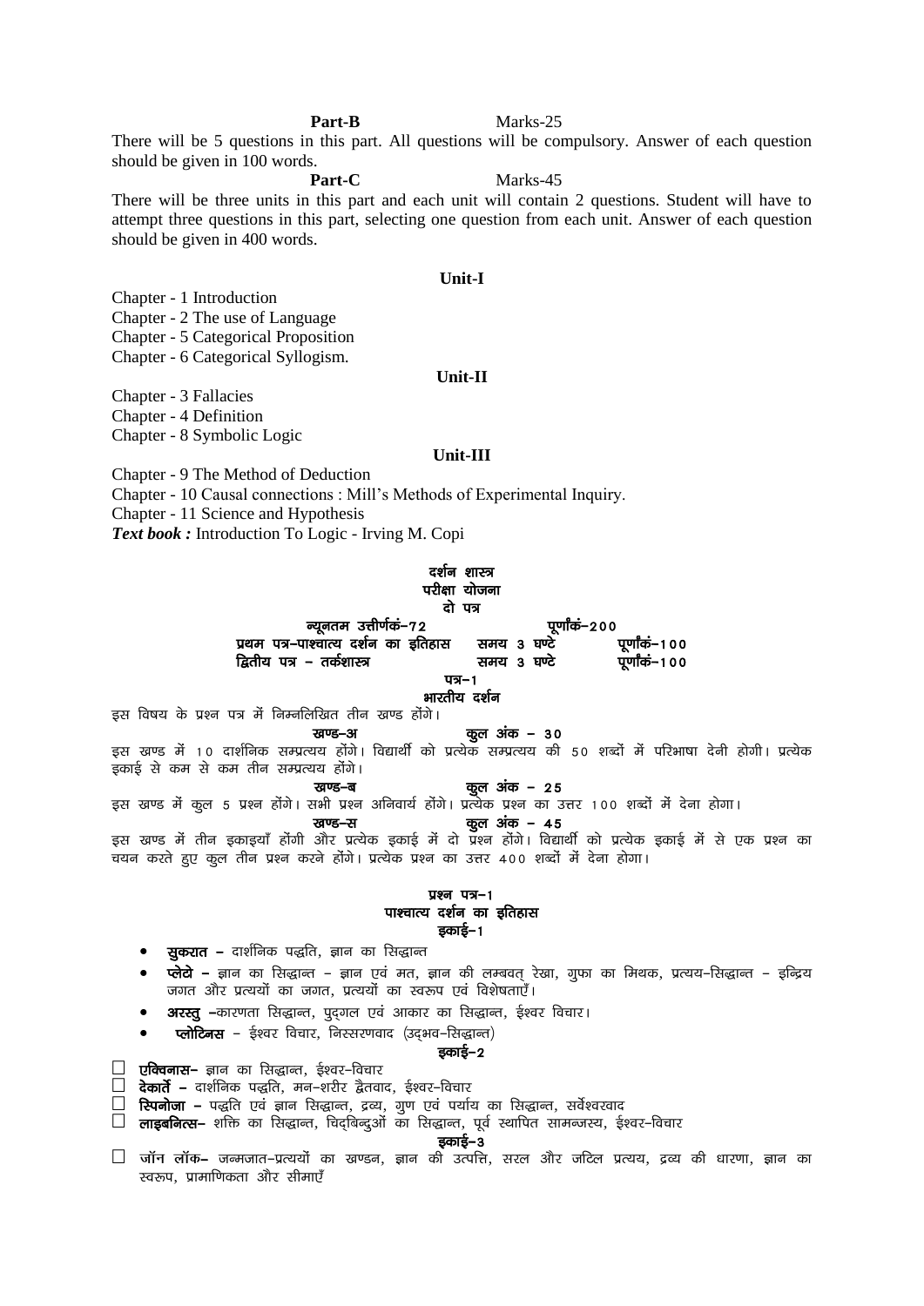**Part-B** Marks-25

There will be 5 questions in this part. All questions will be compulsory. Answer of each question should be given in 100 words.

**Part-C** Marks-45

There will be three units in this part and each unit will contain 2 questions. Student will have to attempt three questions in this part, selecting one question from each unit. Answer of each question should be given in 400 words.

**Unit-I**

Chapter - 1 Introduction
Chapter - 2 The use of Language
Chapter - 5 Categorical Proposition
Chapter - 6 Categorical Syllogism.

**Unit-II**

Chapter - 3 Fallacies
Chapter - 4 Definition
Chapter - 8 Symbolic Logic

**Unit-III**

Chapter - 9 The Method of Deduction
Chapter - 10 Causal connections : Mill's Methods of Experimental Inquiry.
Chapter - 11 Science and Hypothesis

***Text book :*** Introduction To Logic - Irving M. Copi

**दर्शन शास्त्र**
**परीक्षा योजना**
**दो पत्र**

| | | |
|---|---|---|
| **न्यूनतम उत्तीर्णकं–72** | | **पूर्णांकं–200** |
| **प्रथम पत्र–पाश्चात्य दर्शन का इतिहास** | **समय 3 घण्टे** | **पूर्णांकं–100** |
| **द्वितीय पत्र – तर्कशास्त्र** | **समय 3 घण्टे** | **पूर्णांकं–100** |

**पत्र–1**
**भारतीय दर्शन**

इस विषय के प्रश्न पत्र में निम्नलिखित तीन खण्ड होंगे।

**खण्ड–अ** **कुल अंक – 30**

इस खण्ड में 10 दार्शनिक सम्प्रत्यय होंगे। विद्यार्थी को प्रत्येक सम्प्रत्यय की 50 शब्दों में परिभाषा देनी होगी। प्रत्येक इकाई से कम से कम तीन सम्प्रत्यय होंगे।

**खण्ड–ब** **कुल अंक – 25**

इस खण्ड में कुल 5 प्रश्न होंगे। सभी प्रश्न अनिवार्य होंगे। प्रत्येक प्रश्न का उत्तर 100 शब्दों में देना होगा।

**खण्ड–स** **कुल अंक – 45**

इस खण्ड में तीन इकाइयाँ होंगी और प्रत्येक इकाई में दो प्रश्न होंगे। विद्यार्थी को प्रत्येक इकाई में से एक प्रश्न का चयन करते हुए कुल तीन प्रश्न करने होंगे। प्रत्येक प्रश्न का उत्तर 400 शब्दों में देना होगा।

**प्रश्न पत्र–1**
**पाश्चात्य दर्शन का इतिहास**
**इकाई–1**

- **सुकरात –** दार्शनिक पद्धति, ज्ञान का सिद्धान्त
- **प्लेटो –** ज्ञान का सिद्धान्त – ज्ञान एवं मत, ज्ञान की लम्बवत् रेखा, गुफा का मिथक, प्रत्यय–सिद्धान्त – इन्द्रिय जगत और प्रत्ययों का जगत, प्रत्ययों का स्वरूप एवं विशेषताएँ।
- **अरस्तु –**कारणता सिद्धान्त, पुद्गल एवं आकार का सिद्धान्त, ईश्वर विचार।
- **प्लोटिनस** – ईश्वर विचार, निस्सरणवाद (उद्‌भव–सिद्धान्त)

**इकाई–2**

- **एक्विनास–** ज्ञान का सिद्धान्त, ईश्वर–विचार
- **देकार्ते –** दार्शनिक पद्धति, मन–शरीर द्वैतवाद, ईश्वर–विचार
- **स्पिनोजा –** पद्धति एवं ज्ञान सिद्धान्त, द्रव्य, गुण एवं पर्याय का सिद्धान्त, सर्वेश्वरवाद
- **लाइबनित्स–** शक्ति का सिद्धान्त, चिद्‌बिन्दुओं का सिद्धान्त, पूर्व स्थापित सामन्जस्य, ईश्वर–विचार

**इकाई–3**

- **जॉन लॉक–** जन्मजात–प्रत्ययों का खण्डन, ज्ञान की उत्पत्ति, सरल और जटिल प्रत्यय, द्रव्य की धारणा, ज्ञान का स्वरूप, प्रामाणिकता और सीमाएँ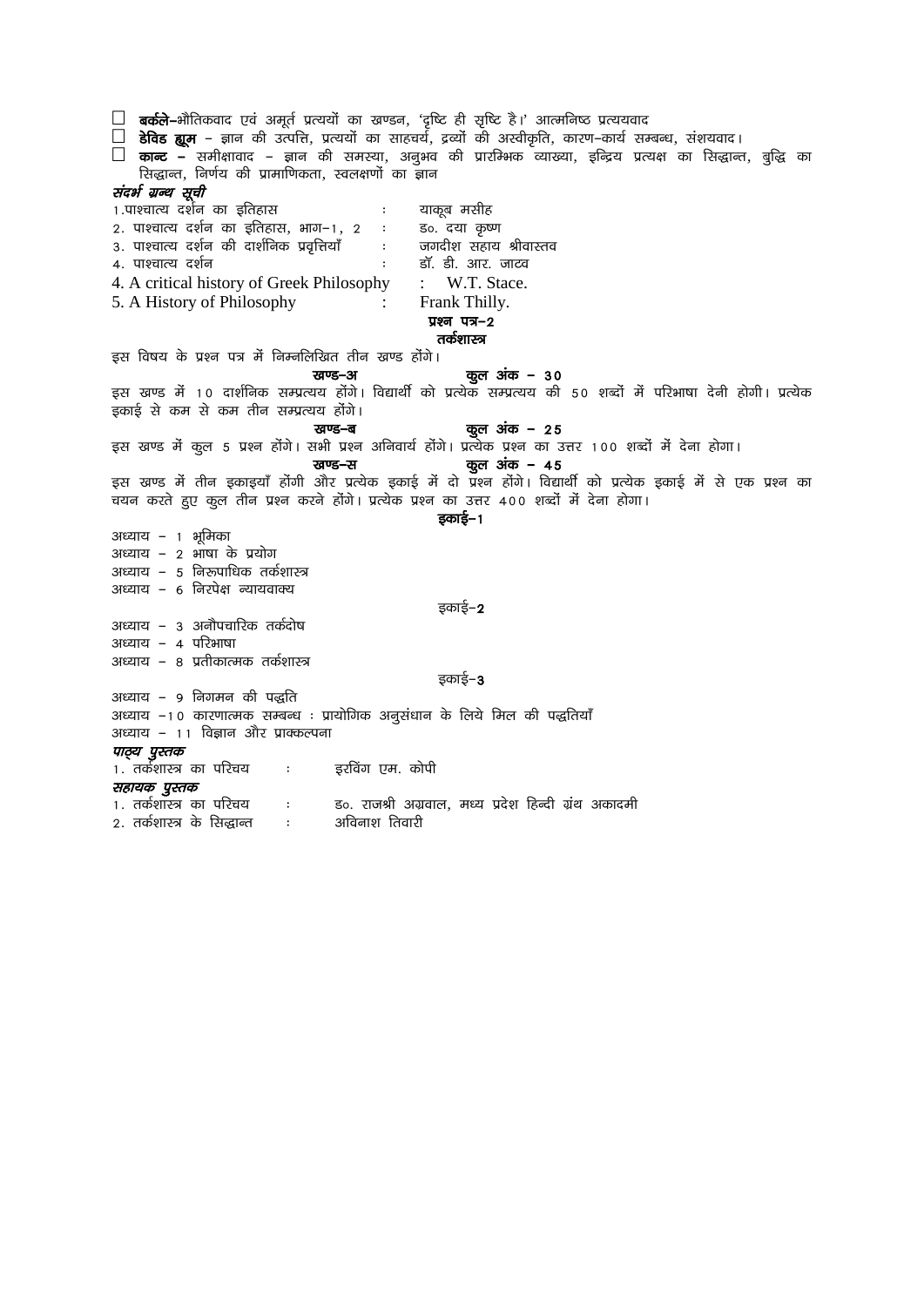- **बर्कले**–भौतिकवाद एवं अमूर्त प्रत्ययों का खण्डन, 'दृष्टि ही सृष्टि है।' आत्मनिष्ठ प्रत्ययवाद
- **डेविड ह्यूम** – ज्ञान की उत्पत्ति, प्रत्ययों का साहचर्य, द्रव्यों की अस्वीकृति, कारण–कार्य सम्बन्ध, संशयवाद।
- **कान्ट** – समीक्षावाद – ज्ञान की समस्या, अनुभव की प्रारम्भिक व्याख्या, इन्द्रिय प्रत्यक्ष का सिद्धान्त, बुद्धि का सिद्धान्त, निर्णय की प्रामाणिकता, स्वलक्षणों का ज्ञान

***संदर्भ ग्रन्थ सूची***

1. पाश्चात्य दर्शन का इतिहास : याकूब मसीह
2. पाश्चात्य दर्शन का इतिहास, भाग–1, 2 : ड०. दया कृष्ण
3. पाश्चात्य दर्शन की दार्शनिक प्रवृत्तियाँ : जगदीश सहाय श्रीवास्तव
4. पाश्चात्य दर्शन : डॉ. डी. आर. जाटव
4. A critical history of Greek Philosophy : W.T. Stace.
5. A History of Philosophy : Frank Thilly.

**प्रश्न पत्र–2**

**तर्कशास्त्र**

इस विषय के प्रश्न पत्र में निम्नलिखित तीन खण्ड होंगे।

**खण्ड–अ कुल अंक – 30**

इस खण्ड में 10 दार्शनिक सम्प्रत्यय होंगे। विद्यार्थी को प्रत्येक सम्प्रत्यय की 50 शब्दों में परिभाषा देनी होगी। प्रत्येक इकाई से कम से कम तीन सम्प्रत्यय होंगे।

**खण्ड–ब कुल अंक – 25**

इस खण्ड में कुल 5 प्रश्न होंगे। सभी प्रश्न अनिवार्य होंगे। प्रत्येक प्रश्न का उत्तर 100 शब्दों में देना होगा।

**खण्ड–स कुल अंक – 45**

इस खण्ड में तीन इकाइयाँ होंगी और प्रत्येक इकाई में दो प्रश्न होंगे। विद्यार्थी को प्रत्येक इकाई में से एक प्रश्न का चयन करते हुए कुल तीन प्रश्न करने होंगे। प्रत्येक प्रश्न का उत्तर 400 शब्दों में देना होगा।

**इकाई–1**

अध्याय – 1 भूमिका
अध्याय – 2 भाषा के प्रयोग
अध्याय – 5 निरूपाधिक तर्कशास्त्र
अध्याय – 6 निरपेक्ष न्यायवाक्य

इकाई–**2**

अध्याय – 3 अनौपचारिक तर्कदोष
अध्याय – 4 परिभाषा
अध्याय – 8 प्रतीकात्मक तर्कशास्त्र

इकाई–**3**

अध्याय – 9 निगमन की पद्धति
अध्याय –10 कारणात्मक सम्बन्ध : प्रायोगिक अनुसंधान के लिये मिल की पद्धतियाँ
अध्याय – 11 विज्ञान और प्राक्कल्पना

***पाठ्य पुस्तक***

1. तर्कशास्त्र का परिचय : इरविंग एम. कोपी

***सहायक पुस्तक***

1. तर्कशास्त्र का परिचय : ड०. राजश्री अग्रवाल, मध्य प्रदेश हिन्दी ग्रंथ अकादमी
2. तर्कशास्त्र के सिद्धान्त : अविनाश तिवारी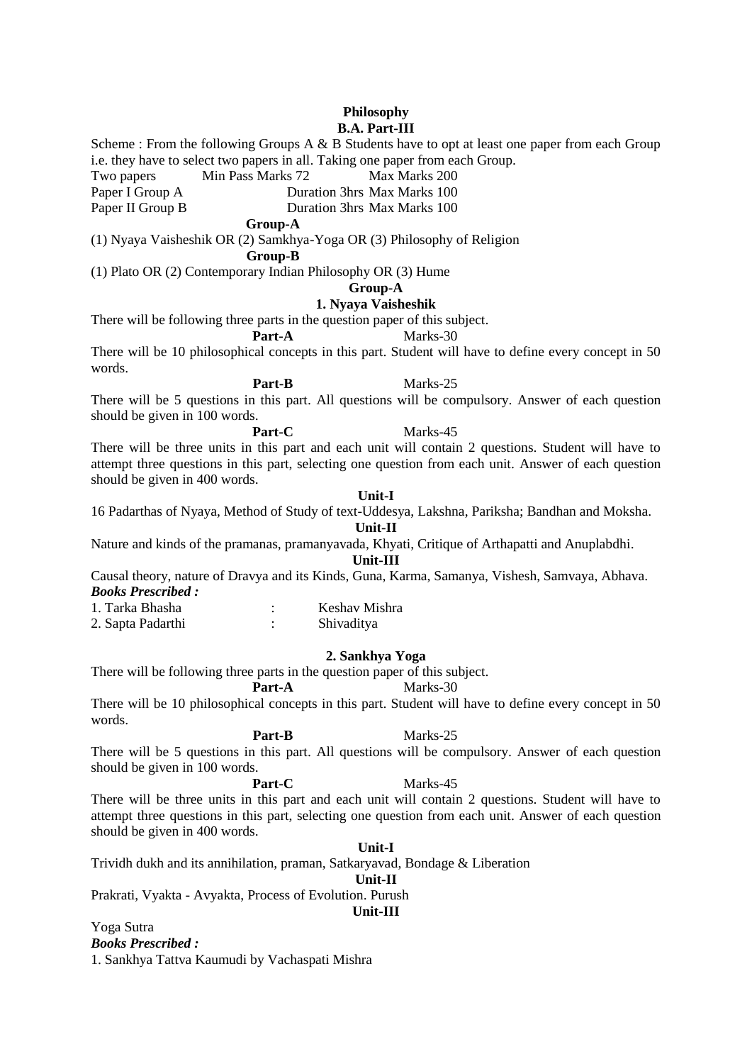# Philosophy

## B.A. Part-III

Scheme : From the following Groups A & B Students have to opt at least one paper from each Group i.e. they have to select two papers in all. Taking one paper from each Group.

| | | |
|---|---|---|
| Two papers | Min Pass Marks 72 | Max Marks 200 |
| Paper I Group A | Duration 3hrs | Max Marks 100 |
| Paper II Group B | Duration 3hrs | Max Marks 100 |

**Group-A**

(1) Nyaya Vaisheshik OR (2) Samkhya-Yoga OR (3) Philosophy of Religion

**Group-B**

(1) Plato OR (2) Contemporary Indian Philosophy OR (3) Hume

### Group-A

### 1. Nyaya Vaisheshik

There will be following three parts in the question paper of this subject.

**Part-A** Marks-30

There will be 10 philosophical concepts in this part. Student will have to define every concept in 50 words.

**Part-B** Marks-25

There will be 5 questions in this part. All questions will be compulsory. Answer of each question should be given in 100 words.

**Part-C** Marks-45

There will be three units in this part and each unit will contain 2 questions. Student will have to attempt three questions in this part, selecting one question from each unit. Answer of each question should be given in 400 words.

**Unit-I**

16 Padarthas of Nyaya, Method of Study of text-Uddesya, Lakshna, Pariksha; Bandhan and Moksha.

**Unit-II**

Nature and kinds of the pramanas, pramanyavada, Khyati, Critique of Arthapatti and Anuplabdhi.

**Unit-III**

Causal theory, nature of Dravya and its Kinds, Guna, Karma, Samanya, Vishesh, Samvaya, Abhava.

***Books Prescribed :***

1. Tarka Bhasha : Keshav Mishra
2. Sapta Padarthi : Shivaditya

### 2. Sankhya Yoga

There will be following three parts in the question paper of this subject.

**Part-A** Marks-30

There will be 10 philosophical concepts in this part. Student will have to define every concept in 50 words.

**Part-B** Marks-25

There will be 5 questions in this part. All questions will be compulsory. Answer of each question should be given in 100 words.

**Part-C** Marks-45

There will be three units in this part and each unit will contain 2 questions. Student will have to attempt three questions in this part, selecting one question from each unit. Answer of each question should be given in 400 words.

**Unit-I**

Trividh dukh and its annihilation, praman, Satkaryavad, Bondage & Liberation

**Unit-II**

Prakrati, Vyakta - Avyakta, Process of Evolution. Purush

**Unit-III**

Yoga Sutra

***Books Prescribed :***

1. Sankhya Tattva Kaumudi by Vachaspati Mishra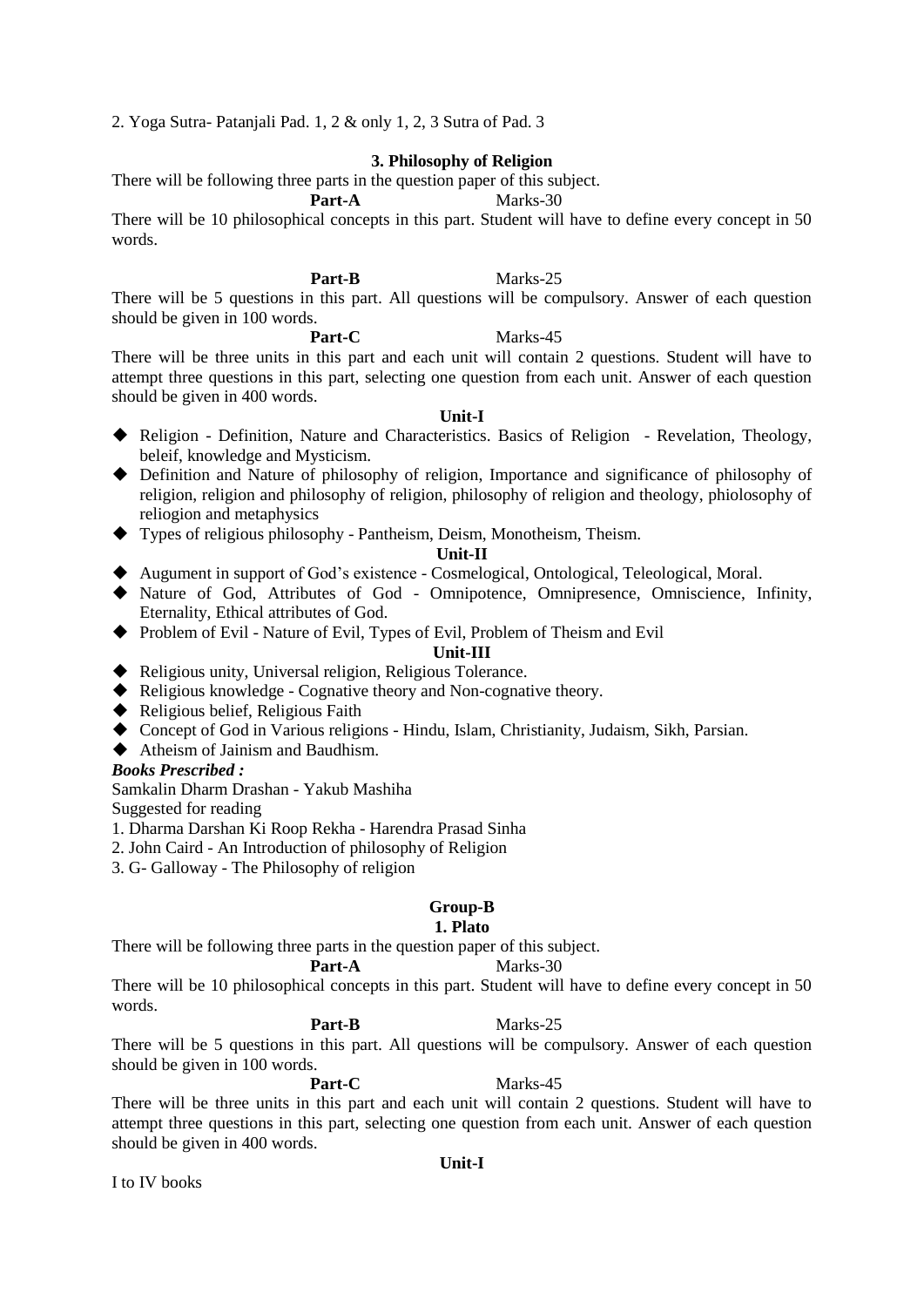2. Yoga Sutra- Patanjali Pad. 1, 2 & only 1, 2, 3 Sutra of Pad. 3

### 3. Philosophy of Religion

There will be following three parts in the question paper of this subject.

**Part-A** Marks-30

There will be 10 philosophical concepts in this part. Student will have to define every concept in 50 words.

**Part-B** Marks-25

There will be 5 questions in this part. All questions will be compulsory. Answer of each question should be given in 100 words.

**Part-C** Marks-45

There will be three units in this part and each unit will contain 2 questions. Student will have to attempt three questions in this part, selecting one question from each unit. Answer of each question should be given in 400 words.

**Unit-I**

- Religion - Definition, Nature and Characteristics. Basics of Religion - Revelation, Theology, beleif, knowledge and Mysticism.
- Definition and Nature of philosophy of religion, Importance and significance of philosophy of religion, religion and philosophy of religion, philosophy of religion and theology, phiolosophy of reliogion and metaphysics
- Types of religious philosophy - Pantheism, Deism, Monotheism, Theism.

**Unit-II**

- Augument in support of God's existence - Cosmelogical, Ontological, Teleological, Moral.
- Nature of God, Attributes of God - Omnipotence, Omnipresence, Omniscience, Infinity, Eternality, Ethical attributes of God.
- Problem of Evil - Nature of Evil, Types of Evil, Problem of Theism and Evil

**Unit-III**

- Religious unity, Universal religion, Religious Tolerance.
- Religious knowledge - Cognative theory and Non-cognative theory.
- Religious belief, Religious Faith
- Concept of God in Various religions - Hindu, Islam, Christianity, Judaism, Sikh, Parsian.
- Atheism of Jainism and Baudhism.

***Books Prescribed :***

Samkalin Dharm Drashan - Yakub Mashiha

Suggested for reading

1. Dharma Darshan Ki Roop Rekha - Harendra Prasad Sinha
2. John Caird - An Introduction of philosophy of Religion
3. G- Galloway - The Philosophy of religion

## Group-B

### 1. Plato

There will be following three parts in the question paper of this subject.

**Part-A** Marks-30

There will be 10 philosophical concepts in this part. Student will have to define every concept in 50 words.

**Part-B** Marks-25

There will be 5 questions in this part. All questions will be compulsory. Answer of each question should be given in 100 words.

**Part-C** Marks-45

There will be three units in this part and each unit will contain 2 questions. Student will have to attempt three questions in this part, selecting one question from each unit. Answer of each question should be given in 400 words.

**Unit-I**

I to IV books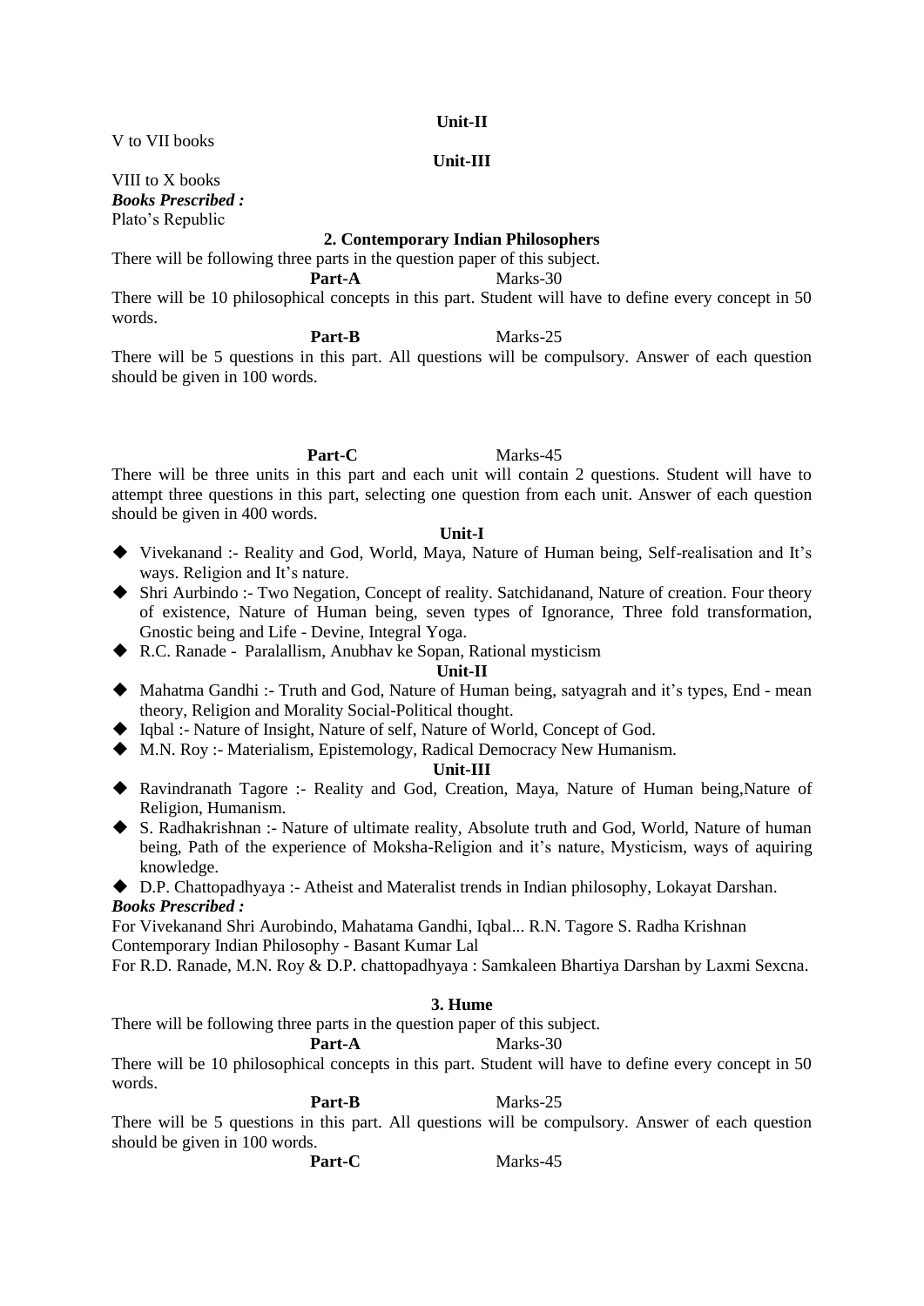**Unit-II**

V to VII books

**Unit-III**

VIII to X books

***Books Prescribed :***

Plato's Republic

**2. Contemporary Indian Philosophers**

There will be following three parts in the question paper of this subject.

**Part-A** Marks-30

There will be 10 philosophical concepts in this part. Student will have to define every concept in 50 words.

**Part-B** Marks-25

There will be 5 questions in this part. All questions will be compulsory. Answer of each question should be given in 100 words.

**Part-C** Marks-45

There will be three units in this part and each unit will contain 2 questions. Student will have to attempt three questions in this part, selecting one question from each unit. Answer of each question should be given in 400 words.

**Unit-I**

- Vivekanand :- Reality and God, World, Maya, Nature of Human being, Self-realisation and It's ways. Religion and It's nature.
- Shri Aurbindo :- Two Negation, Concept of reality. Satchidanand, Nature of creation. Four theory of existence, Nature of Human being, seven types of Ignorance, Three fold transformation, Gnostic being and Life - Devine, Integral Yoga.
- R.C. Ranade - Paralallism, Anubhav ke Sopan, Rational mysticism

**Unit-II**

- Mahatma Gandhi :- Truth and God, Nature of Human being, satyagrah and it's types, End - mean theory, Religion and Morality Social-Political thought.
- Iqbal :- Nature of Insight, Nature of self, Nature of World, Concept of God.
- M.N. Roy :- Materialism, Epistemology, Radical Democracy New Humanism.

**Unit-III**

- Ravindranath Tagore :- Reality and God, Creation, Maya, Nature of Human being,Nature of Religion, Humanism.
- S. Radhakrishnan :- Nature of ultimate reality, Absolute truth and God, World, Nature of human being, Path of the experience of Moksha-Religion and it's nature, Mysticism, ways of aquiring knowledge.
- D.P. Chattopadhyaya :- Atheist and Materalist trends in Indian philosophy, Lokayat Darshan.

***Books Prescribed :***

For Vivekanand Shri Aurobindo, Mahatama Gandhi, Iqbal... R.N. Tagore S. Radha Krishnan Contemporary Indian Philosophy - Basant Kumar Lal

For R.D. Ranade, M.N. Roy & D.P. chattopadhyaya : Samkaleen Bhartiya Darshan by Laxmi Sexcna.

**3. Hume**

There will be following three parts in the question paper of this subject.

**Part-A** Marks-30

There will be 10 philosophical concepts in this part. Student will have to define every concept in 50 words.

**Part-B** Marks-25

There will be 5 questions in this part. All questions will be compulsory. Answer of each question should be given in 100 words.

**Part-C** Marks-45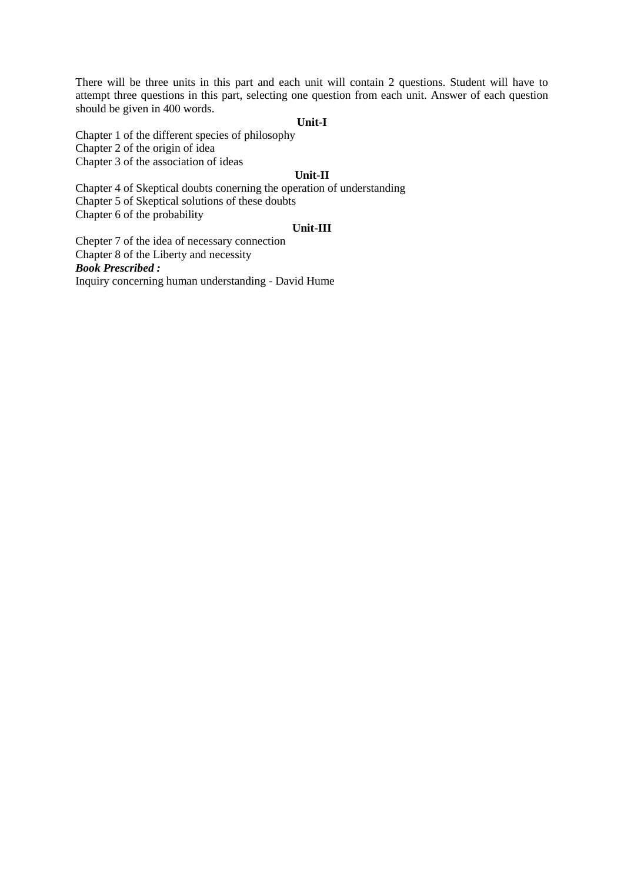There will be three units in this part and each unit will contain 2 questions. Student will have to attempt three questions in this part, selecting one question from each unit. Answer of each question should be given in 400 words.

**Unit-I**

Chapter 1 of the different species of philosophy
Chapter 2 of the origin of idea
Chapter 3 of the association of ideas

**Unit-II**

Chapter 4 of Skeptical doubts conerning the operation of understanding
Chapter 5 of Skeptical solutions of these doubts
Chapter 6 of the probability

**Unit-III**

Chepter 7 of the idea of necessary connection
Chapter 8 of the Liberty and necessity

***Book Prescribed :***

Inquiry concerning human understanding - David Hume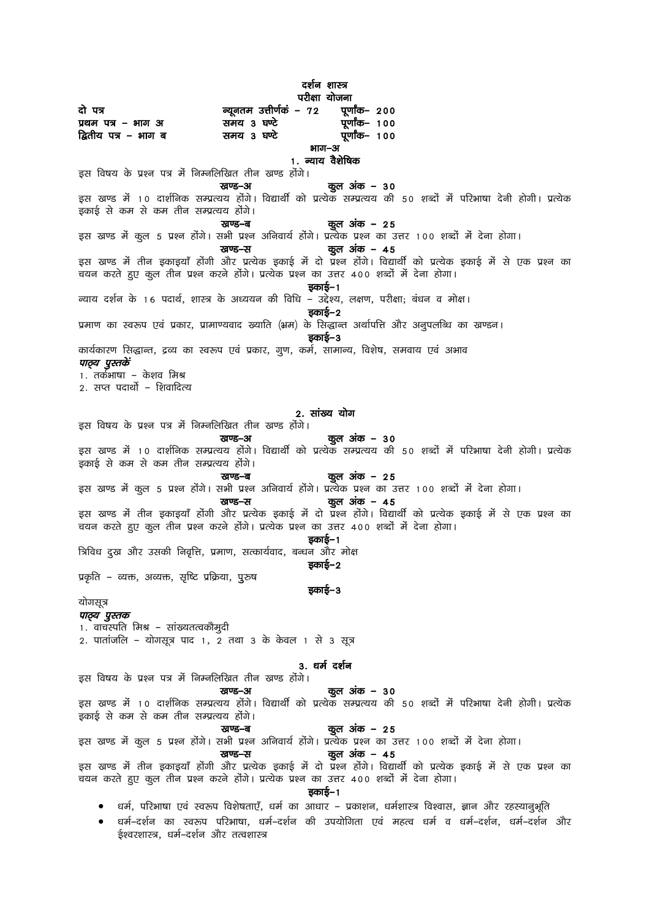# दर्शन शास्त्र

## परीक्षा योजना

| | | |
|---|---|---|
| दो पत्र | न्यूनतम उत्तीर्णकं – 72 | पूर्णांक– 200 |
| प्रथम पत्र – भाग अ | समय 3 घण्टे | पूर्णांक– 100 |
| द्वितीय पत्र – भाग ब | समय 3 घण्टे | पूर्णांक– 100 |

## भाग–अ

### 1. न्याय वैशेषिक

इस विषय के प्रश्न पत्र में निम्नलिखित तीन खण्ड होंगे।

**खण्ड–अ** **कुल अंक – 30**

इस खण्ड में 10 दार्शनिक सम्प्रत्यय होंगे। विद्यार्थी को प्रत्येक सम्प्रत्यय की 50 शब्दों में परिभाषा देनी होगी। प्रत्येक इकाई से कम से कम तीन सम्प्रत्यय होंगे।

**खण्ड–ब** **कुल अंक – 25**

इस खण्ड में कुल 5 प्रश्न होंगे। सभी प्रश्न अनिवार्य होंगे। प्रत्येक प्रश्न का उत्तर 100 शब्दों में देना होगा।

**खण्ड–स** **कुल अंक – 45**

इस खण्ड में तीन इकाइयाँ होंगी और प्रत्येक इकाई में दो प्रश्न होंगे। विद्यार्थी को प्रत्येक इकाई में से एक प्रश्न का चयन करते हुए कुल तीन प्रश्न करने होंगे। प्रत्येक प्रश्न का उत्तर 400 शब्दों में देना होगा।

**इकाई–1**

न्याय दर्शन के 16 पदार्थ, शास्त्र के अध्ययन की विधि – उद्देश्य, लक्षण, परीक्षा; बंधन व मोक्ष।

**इकाई–2**

प्रमाण का स्वरूप एवं प्रकार, प्रामाण्यवाद ख्याति (भ्रम) के सिद्धान्त अर्थापत्ति और अनुपलब्धि का खण्डन।

**इकाई–3**

कार्यकारण सिद्धान्त, द्रव्य का स्वरूप एवं प्रकार, गुण, कर्म, सामान्य, विशेष, समवाय एवं अभाव

***पाठ्य पुस्तकें***

1. तर्कभाषा – केशव मिश्र
2. सप्त पदार्थो – शिवादित्य

### 2. सांख्य योग

इस विषय के प्रश्न पत्र में निम्नलिखित तीन खण्ड होंगे।

**खण्ड–अ** **कुल अंक – 30**

इस खण्ड में 10 दार्शनिक सम्प्रत्यय होंगे। विद्यार्थी को प्रत्येक सम्प्रत्यय की 50 शब्दों में परिभाषा देनी होगी। प्रत्येक इकाई से कम से कम तीन सम्प्रत्यय होंगे।

**खण्ड–ब** **कुल अंक – 25**

इस खण्ड में कुल 5 प्रश्न होंगे। सभी प्रश्न अनिवार्य होंगे। प्रत्येक प्रश्न का उत्तर 100 शब्दों में देना होगा।

**खण्ड–स** **कुल अंक – 45**

इस खण्ड में तीन इकाइयाँ होंगी और प्रत्येक इकाई में दो प्रश्न होंगे। विद्यार्थी को प्रत्येक इकाई में से एक प्रश्न का चयन करते हुए कुल तीन प्रश्न करने होंगे। प्रत्येक प्रश्न का उत्तर 400 शब्दों में देना होगा।

**इकाई–1**

त्रिविध दुख और उसकी निवृत्ति, प्रमाण, सत्कार्यवाद, बन्धन और मोक्ष

**इकाई–2**

प्रकृति – व्यक्त, अव्यक्त, सृष्टि प्रक्रिया, पुरुष

**इकाई–3**

योगसूत्र

***पाठ्य पुस्तक***

1. वाचस्पति मिश्र – सांख्यतत्वकौमुदी
2. पातांजलि – योगसूत्र पाद 1, 2 तथा 3 के केवल 1 से 3 सूत्र

### 3. धर्म दर्शन

इस विषय के प्रश्न पत्र में निम्नलिखित तीन खण्ड होंगे।

**खण्ड–अ** **कुल अंक – 30**

इस खण्ड में 10 दार्शनिक सम्प्रत्यय होंगे। विद्यार्थी को प्रत्येक सम्प्रत्यय की 50 शब्दों में परिभाषा देनी होगी। प्रत्येक इकाई से कम से कम तीन सम्प्रत्यय होंगे।

**खण्ड–ब** **कुल अंक – 25**

इस खण्ड में कुल 5 प्रश्न होंगे। सभी प्रश्न अनिवार्य होंगे। प्रत्येक प्रश्न का उत्तर 100 शब्दों में देना होगा।

**खण्ड–स** **कुल अंक – 45**

इस खण्ड में तीन इकाइयाँ होंगी और प्रत्येक इकाई में दो प्रश्न होंगे। विद्यार्थी को प्रत्येक इकाई में से एक प्रश्न का चयन करते हुए कुल तीन प्रश्न करने होंगे। प्रत्येक प्रश्न का उत्तर 400 शब्दों में देना होगा।

**इकाई–1**

- धर्म, परिभाषा एवं स्वरूप विशेषताएँ, धर्म का आधार – प्रकाशन, धर्मशास्त्र विश्वास, ज्ञान और रहस्यानुभूति
- धर्म–दर्शन का स्वरूप परिभाषा, धर्म–दर्शन की उपयोगिता एवं महत्व धर्म व धर्म–दर्शन, धर्म–दर्शन और ईश्वरशास्त्र, धर्म–दर्शन और तत्वशास्त्र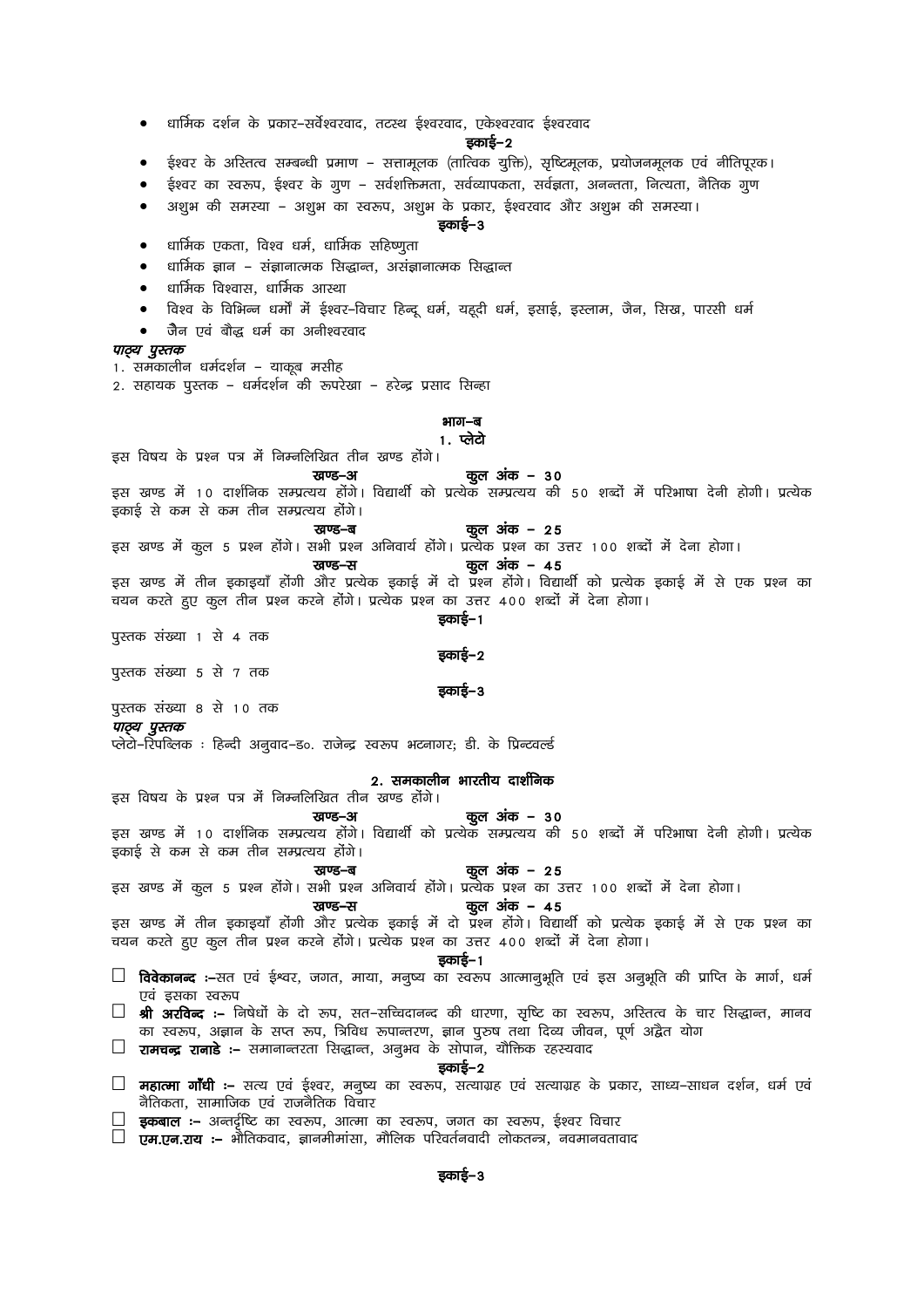- धार्मिक दर्शन के प्रकार–सर्वेश्वरवाद, तटस्थ ईश्वरवाद, एकेश्वरवाद ईश्वरवाद

**इकाई–2**

- ईश्वर के अस्तित्व सम्बन्धी प्रमाण – सत्तामूलक (तात्विक युक्ति), सृष्टिमूलक, प्रयोजनमूलक एवं नीतिपूरक।
- ईश्वर का स्वरूप, ईश्वर के गुण – सर्वशक्तिमता, सर्वव्यापकता, सर्वज्ञता, अनन्तता, नित्यता, नैतिक गुण
- अशुभ की समस्या – अशुभ का स्वरूप, अशुभ के प्रकार, ईश्वरवाद और अशुभ की समस्या।

**इकाई–3**

- धार्मिक एकता, विश्व धर्म, धार्मिक सहिष्णुता
- धार्मिक ज्ञान – संज्ञानात्मक सिद्धान्त, असंज्ञानात्मक सिद्धान्त
- धार्मिक विश्वास, धार्मिक आस्था
- विश्व के विभिन्न धर्मों में ईश्वर–विचार हिन्दू धर्म, यहूदी धर्म, इसाई, इस्लाम, जैन, सिख, पारसी धर्म
- जैन एवं बौद्ध धर्म का अनीश्वरवाद

***पाठ्य पुस्तक***

1. समकालीन धर्मदर्शन – याकूब मसीह
2. सहायक पुस्तक – धर्मदर्शन की रूपरेखा – हरेन्द्र प्रसाद सिन्हा

## भाग–ब

### 1. प्लेटो

इस विषय के प्रश्न पत्र में निम्नलिखित तीन खण्ड होंगे।

**खण्ड–अ** **कुल अंक – 30**

इस खण्ड में 10 दार्शनिक सम्प्रत्यय होंगे। विद्यार्थी को प्रत्येक सम्प्रत्यय की 50 शब्दों में परिभाषा देनी होगी। प्रत्येक इकाई से कम से कम तीन सम्प्रत्यय होंगे।

**खण्ड–ब** **कुल अंक – 25**

इस खण्ड में कुल 5 प्रश्न होंगे। सभी प्रश्न अनिवार्य होंगे। प्रत्येक प्रश्न का उत्तर 100 शब्दों में देना होगा।

**खण्ड–स** **कुल अंक – 45**

इस खण्ड में तीन इकाइयाँ होंगी और प्रत्येक इकाई में दो प्रश्न होंगे। विद्यार्थी को प्रत्येक इकाई में से एक प्रश्न का चयन करते हुए कुल तीन प्रश्न करने होंगे। प्रत्येक प्रश्न का उत्तर 400 शब्दों में देना होगा।

**इकाई–1**

पुस्तक संख्या 1 से 4 तक

**इकाई–2**

पुस्तक संख्या 5 से 7 तक

**इकाई–3**

पुस्तक संख्या 8 से 10 तक

***पाठ्य पुस्तक***

प्लेटो–रिपब्लिक : हिन्दी अनुवाद–डा०. राजेन्द्र स्वरूप भटनागर; डी. के प्रिन्टवर्ल्ड

### 2. समकालीन भारतीय दार्शनिक

इस विषय के प्रश्न पत्र में निम्नलिखित तीन खण्ड होंगे।

**खण्ड–अ** **कुल अंक – 30**

इस खण्ड में 10 दार्शनिक सम्प्रत्यय होंगे। विद्यार्थी को प्रत्येक सम्प्रत्यय की 50 शब्दों में परिभाषा देनी होगी। प्रत्येक इकाई से कम से कम तीन सम्प्रत्यय होंगे।

**खण्ड–ब** **कुल अंक – 25**

इस खण्ड में कुल 5 प्रश्न होंगे। सभी प्रश्न अनिवार्य होंगे। प्रत्येक प्रश्न का उत्तर 100 शब्दों में देना होगा।

**खण्ड–स** **कुल अंक – 45**

इस खण्ड में तीन इकाइयाँ होंगी और प्रत्येक इकाई में दो प्रश्न होंगे। विद्यार्थी को प्रत्येक इकाई में से एक प्रश्न का चयन करते हुए कुल तीन प्रश्न करने होंगे। प्रत्येक प्रश्न का उत्तर 400 शब्दों में देना होगा।

**इकाई–1**

- **विवेकानन्द** :–सत एवं ईश्वर, जगत, माया, मनुष्य का स्वरूप आत्मानुभूति एवं इस अनुभूति की प्राप्ति के मार्ग, धर्म एवं इसका स्वरूप
- **श्री अरविन्द** :– निषेधों के दो रूप, सत–सच्चिदानन्द की धारणा, सृष्टि का स्वरूप, अस्तित्व के चार सिद्धान्त, मानव का स्वरूप, अज्ञान के सप्त रूप, त्रिविध रूपान्तरण, ज्ञान पुरुष तथा दिव्य जीवन, पूर्ण अद्वैत योग
- **रामचन्द्र रानाडे** :– समानान्तरता सिद्धान्त, अनुभव के सोपान, यौक्तिक रहस्यवाद

**इकाई–2**

- **महात्मा गाँधी** :– सत्य एवं ईश्वर, मनुष्य का स्वरूप, सत्याग्रह एवं सत्याग्रह के प्रकार, साध्य–साधन दर्शन, धर्म एवं नैतिकता, सामाजिक एवं राजनैतिक विचार
- **इकबाल** :– अन्तर्दृष्टि का स्वरूप, आत्मा का स्वरूप, जगत का स्वरूप, ईश्वर विचार
- **एम.एन.राय** :– भौतिकवाद, ज्ञानमीमांसा, मौलिक परिवर्तनवादी लोकतन्त्र, नवमानवतावाद

**इकाई–3**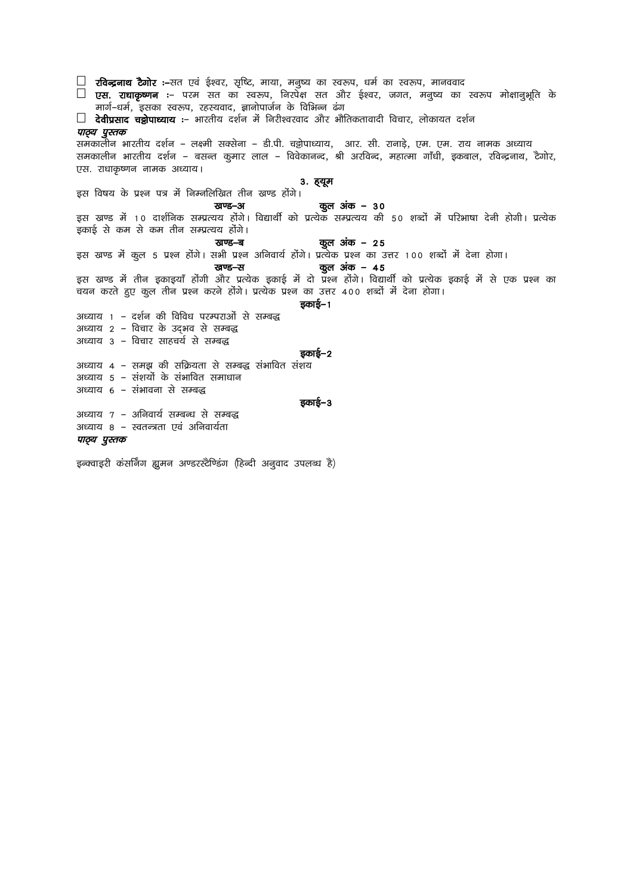- ☐ **रविन्द्रनाथ टैगोर** :–सत एवं ईश्वर, सृष्टि, माया, मनुष्य का स्वरूप, धर्म का स्वरूप, मानववाद
- ☐ **एस. राधाकृष्णन** :– परम सत का स्वरूप, निरपेक्ष सत और ईश्वर, जगत, मनुष्य का स्वरूप मोक्षानुभूति के मार्ग–धर्म, इसका स्वरूप, रहस्यवाद, ज्ञानोपार्जन के विभिन्न ढंग
- ☐ **देवीप्रसाद चट्टोपाध्याय** :– भारतीय दर्शन में निरीश्वरवाद और भौतिकतावादी विचार, लोकायत दर्शन

***पाठ्य पुस्तक***

समकालीन भारतीय दर्शन – लक्ष्मी सक्सेना – डी.पी. चट्टोपाध्याय, आर. सी. रानाड़े, एम. एम. राय नामक अध्याय
समकालीन भारतीय दर्शन – बसन्त कुमार लाल – विवेकानन्द, श्री अरविन्द, महात्मा गाँधी, इकबाल, रविन्द्रनाथ, टैगोर, एस. राधाकृष्णन नामक अध्याय।

## 3. ह्यूम

इस विषय के प्रश्न पत्र में निम्नलिखित तीन खण्ड होंगे।

**खण्ड–अ** **कुल अंक – 30**

इस खण्ड में 10 दार्शनिक सम्प्रत्यय होंगे। विद्यार्थी को प्रत्येक सम्प्रत्यय की 50 शब्दों में परिभाषा देनी होगी। प्रत्येक इकाई से कम से कम तीन सम्प्रत्यय होंगे।

**खण्ड–ब** **कुल अंक – 25**

इस खण्ड में कुल 5 प्रश्न होंगे। सभी प्रश्न अनिवार्य होंगे। प्रत्येक प्रश्न का उत्तर 100 शब्दों में देना होगा।

**खण्ड–स** **कुल अंक – 45**

इस खण्ड में तीन इकाइयाँ होंगी और प्रत्येक इकाई में दो प्रश्न होंगे। विद्यार्थी को प्रत्येक इकाई में से एक प्रश्न का चयन करते हुए कुल तीन प्रश्न करने होंगे। प्रत्येक प्रश्न का उत्तर 400 शब्दों में देना होगा।

**इकाई–1**

अध्याय 1 – दर्शन की विविध परम्पराओं से सम्बद्ध
अध्याय 2 – विचार के उद्‌भव से सम्बद्ध
अध्याय 3 – विचार साहचर्य से सम्बद्ध

**इकाई–2**

अध्याय 4 – समझ की सक्रियता से सम्बद्ध संभावित संशय
अध्याय 5 – संशयों के संभावित समाधान
अध्याय 6 – संभावना से सम्बद्ध

**इकाई–3**

अध्याय 7 – अनिवार्य सम्बन्ध से सम्बद्ध
अध्याय 8 – स्वतन्त्रता एवं अनिवार्यता

***पाठ्य पुस्तक***

इन्क्वाइरी कंसर्निंग ह्युमन अण्डरस्टैण्डिंग (हिन्दी अनुवाद उपलब्ध है)